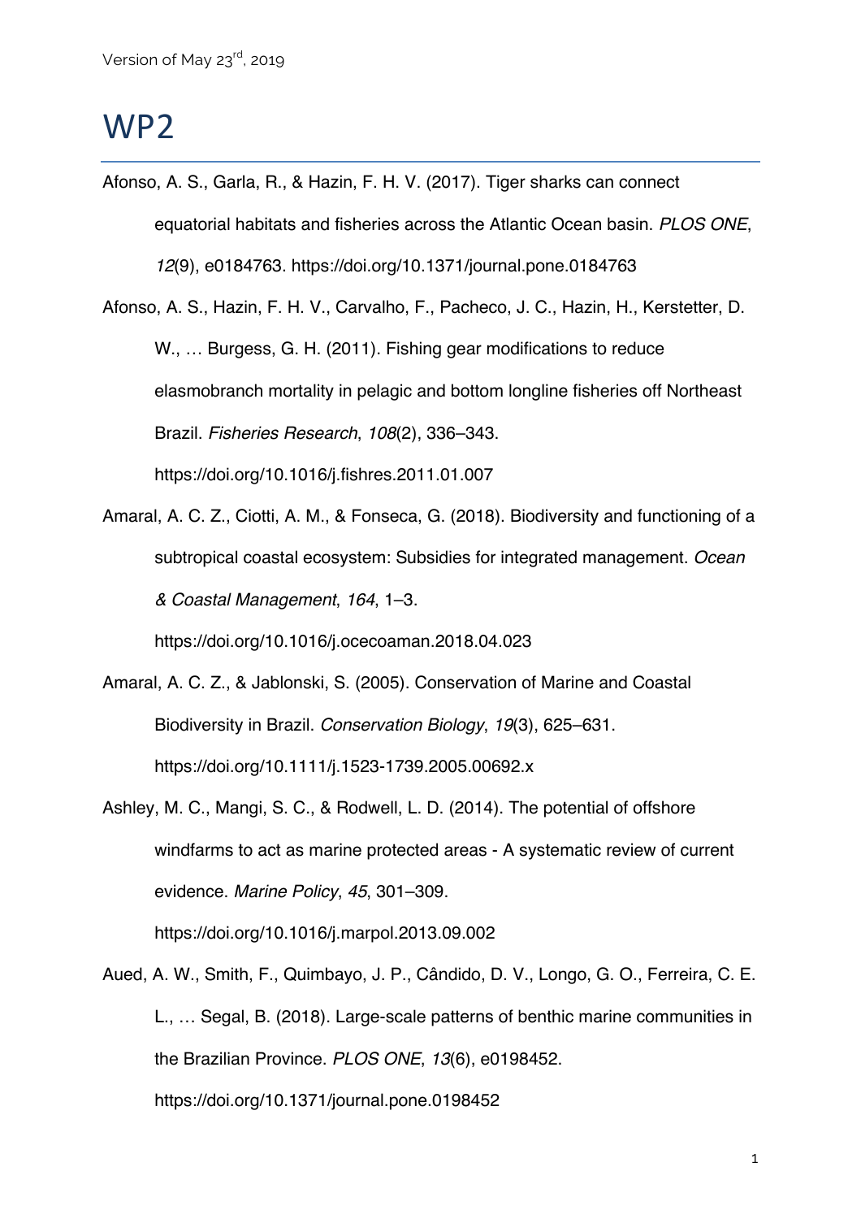# WP2

Afonso, A. S., Garla, R., & Hazin, F. H. V. (2017). Tiger sharks can connect equatorial habitats and fisheries across the Atlantic Ocean basin. *PLOS ONE*, *12*(9), e0184763. https://doi.org/10.1371/journal.pone.0184763

Afonso, A. S., Hazin, F. H. V., Carvalho, F., Pacheco, J. C., Hazin, H., Kerstetter, D. W., … Burgess, G. H. (2011). Fishing gear modifications to reduce elasmobranch mortality in pelagic and bottom longline fisheries off Northeast Brazil. *Fisheries Research*, *108*(2), 336–343. https://doi.org/10.1016/j.fishres.2011.01.007

Amaral, A. C. Z., Ciotti, A. M., & Fonseca, G. (2018). Biodiversity and functioning of a subtropical coastal ecosystem: Subsidies for integrated management. *Ocean & Coastal Management*, *164*, 1–3. https://doi.org/10.1016/j.ocecoaman.2018.04.023

Amaral, A. C. Z., & Jablonski, S. (2005). Conservation of Marine and Coastal Biodiversity in Brazil. *Conservation Biology*, *19*(3), 625–631. https://doi.org/10.1111/j.1523-1739.2005.00692.x

Ashley, M. C., Mangi, S. C., & Rodwell, L. D. (2014). The potential of offshore windfarms to act as marine protected areas - A systematic review of current evidence. *Marine Policy*, *45*, 301–309. https://doi.org/10.1016/j.marpol.2013.09.002

Aued, A. W., Smith, F., Quimbayo, J. P., Cândido, D. V., Longo, G. O., Ferreira, C. E. L., … Segal, B. (2018). Large-scale patterns of benthic marine communities in the Brazilian Province. *PLOS ONE*, *13*(6), e0198452. https://doi.org/10.1371/journal.pone.0198452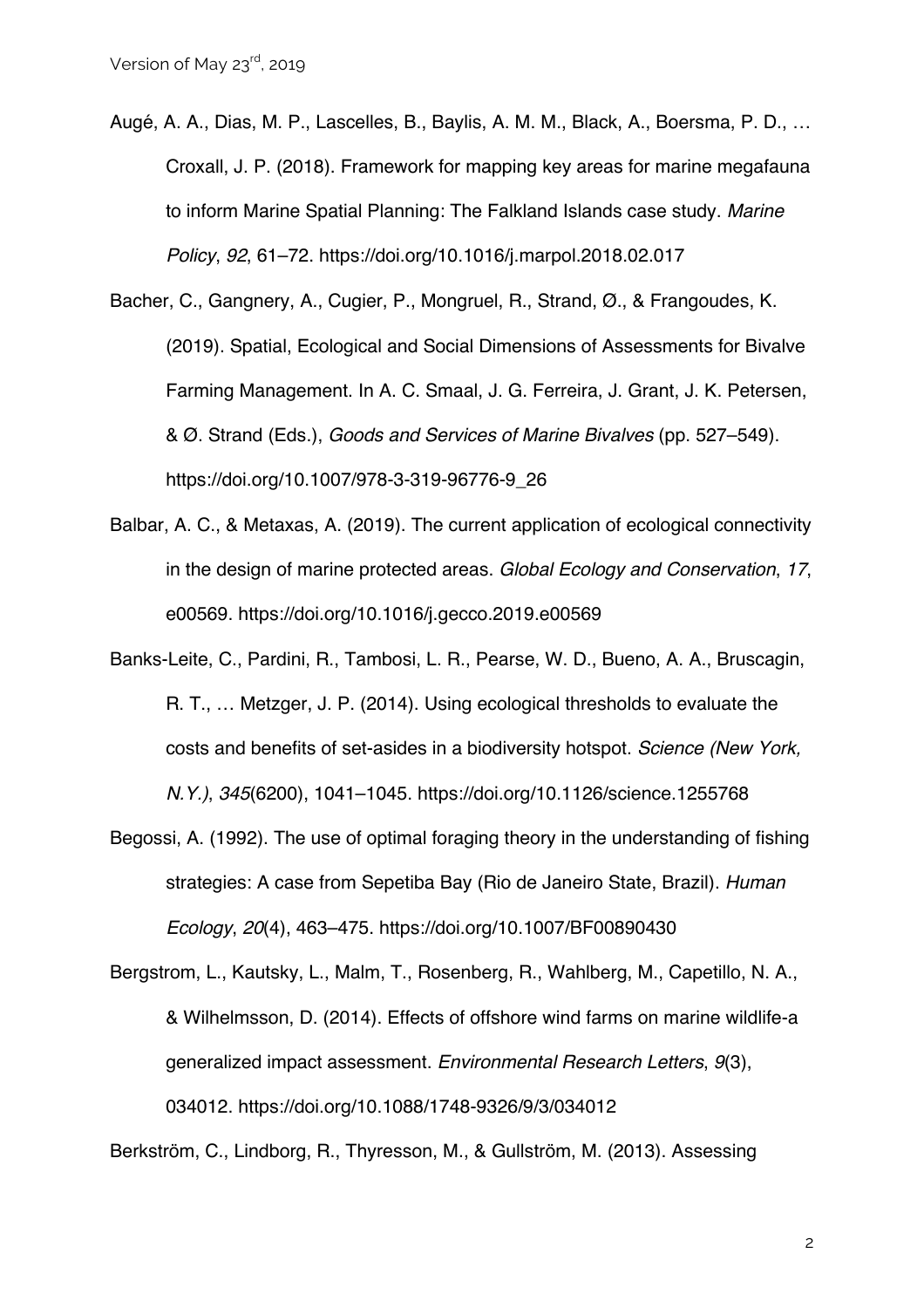Augé, A. A., Dias, M. P., Lascelles, B., Baylis, A. M. M., Black, A., Boersma, P. D., … Croxall, J. P. (2018). Framework for mapping key areas for marine megafauna to inform Marine Spatial Planning: The Falkland Islands case study. *Marine Policy*, *92*, 61–72. https://doi.org/10.1016/j.marpol.2018.02.017

Bacher, C., Gangnery, A., Cugier, P., Mongruel, R., Strand, Ø., & Frangoudes, K. (2019). Spatial, Ecological and Social Dimensions of Assessments for Bivalve Farming Management. In A. C. Smaal, J. G. Ferreira, J. Grant, J. K. Petersen, & Ø. Strand (Eds.), *Goods and Services of Marine Bivalves* (pp. 527–549). https://doi.org/10.1007/978-3-319-96776-9_26

Balbar, A. C., & Metaxas, A. (2019). The current application of ecological connectivity in the design of marine protected areas. *Global Ecology and Conservation*, *17*, e00569. https://doi.org/10.1016/j.gecco.2019.e00569

Banks-Leite, C., Pardini, R., Tambosi, L. R., Pearse, W. D., Bueno, A. A., Bruscagin, R. T., … Metzger, J. P. (2014). Using ecological thresholds to evaluate the costs and benefits of set-asides in a biodiversity hotspot. *Science (New York, N.Y.)*, *345*(6200), 1041–1045. https://doi.org/10.1126/science.1255768

Begossi, A. (1992). The use of optimal foraging theory in the understanding of fishing strategies: A case from Sepetiba Bay (Rio de Janeiro State, Brazil). *Human Ecology*, *20*(4), 463–475. https://doi.org/10.1007/BF00890430

Bergstrom, L., Kautsky, L., Malm, T., Rosenberg, R., Wahlberg, M., Capetillo, N. A., & Wilhelmsson, D. (2014). Effects of offshore wind farms on marine wildlife-a generalized impact assessment. *Environmental Research Letters*, *9*(3), 034012. https://doi.org/10.1088/1748-9326/9/3/034012

Berkström, C., Lindborg, R., Thyresson, M., & Gullström, M. (2013). Assessing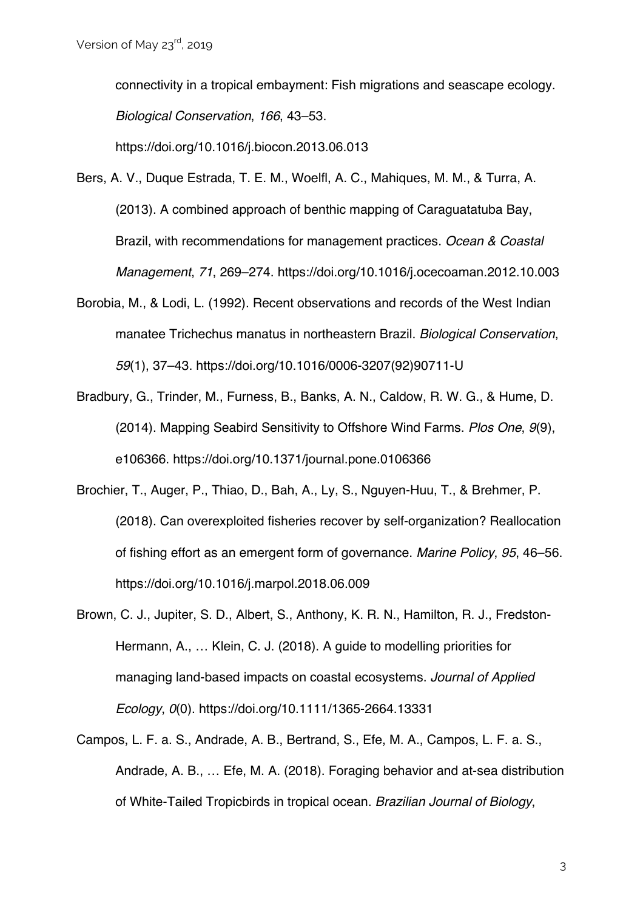connectivity in a tropical embayment: Fish migrations and seascape ecology. *Biological Conservation*, *166*, 43–53. https://doi.org/10.1016/j.biocon.2013.06.013

Bers, A. V., Duque Estrada, T. E. M., Woelfl, A. C., Mahiques, M. M., & Turra, A. (2013). A combined approach of benthic mapping of Caraguatatuba Bay, Brazil, with recommendations for management practices. *Ocean & Coastal Management*, *71*, 269–274. https://doi.org/10.1016/j.ocecoaman.2012.10.003

Borobia, M., & Lodi, L. (1992). Recent observations and records of the West Indian manatee Trichechus manatus in northeastern Brazil. *Biological Conservation*, *59*(1), 37–43. https://doi.org/10.1016/0006-3207(92)90711-U

Bradbury, G., Trinder, M., Furness, B., Banks, A. N., Caldow, R. W. G., & Hume, D. (2014). Mapping Seabird Sensitivity to Offshore Wind Farms. *Plos One*, *9*(9), e106366. https://doi.org/10.1371/journal.pone.0106366

Brochier, T., Auger, P., Thiao, D., Bah, A., Ly, S., Nguyen-Huu, T., & Brehmer, P. (2018). Can overexploited fisheries recover by self-organization? Reallocation of fishing effort as an emergent form of governance. *Marine Policy*, *95*, 46–56. https://doi.org/10.1016/j.marpol.2018.06.009

Brown, C. J., Jupiter, S. D., Albert, S., Anthony, K. R. N., Hamilton, R. J., Fredston-Hermann, A., … Klein, C. J. (2018). A guide to modelling priorities for managing land-based impacts on coastal ecosystems. *Journal of Applied Ecology*, *0*(0). https://doi.org/10.1111/1365-2664.13331

Campos, L. F. a. S., Andrade, A. B., Bertrand, S., Efe, M. A., Campos, L. F. a. S., Andrade, A. B., … Efe, M. A. (2018). Foraging behavior and at-sea distribution of White-Tailed Tropicbirds in tropical ocean. *Brazilian Journal of Biology*,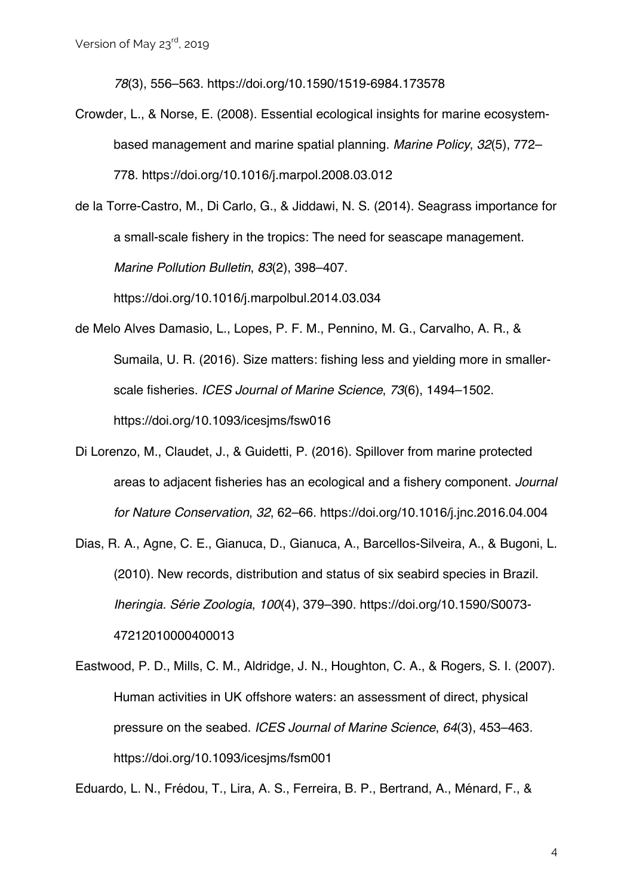*78*(3), 556–563. https://doi.org/10.1590/1519-6984.173578

Crowder, L., & Norse, E. (2008). Essential ecological insights for marine ecosystem-based management and marine spatial planning. *Marine Policy*, *32*(5), 772–778. https://doi.org/10.1016/j.marpol.2008.03.012

de la Torre-Castro, M., Di Carlo, G., & Jiddawi, N. S. (2014). Seagrass importance for a small-scale fishery in the tropics: The need for seascape management. *Marine Pollution Bulletin*, *83*(2), 398–407. https://doi.org/10.1016/j.marpolbul.2014.03.034

de Melo Alves Damasio, L., Lopes, P. F. M., Pennino, M. G., Carvalho, A. R., & Sumaila, U. R. (2016). Size matters: fishing less and yielding more in smaller-scale fisheries. *ICES Journal of Marine Science*, *73*(6), 1494–1502. https://doi.org/10.1093/icesjms/fsw016

Di Lorenzo, M., Claudet, J., & Guidetti, P. (2016). Spillover from marine protected areas to adjacent fisheries has an ecological and a fishery component. *Journal for Nature Conservation*, *32*, 62–66. https://doi.org/10.1016/j.jnc.2016.04.004

Dias, R. A., Agne, C. E., Gianuca, D., Gianuca, A., Barcellos-Silveira, A., & Bugoni, L. (2010). New records, distribution and status of six seabird species in Brazil. *Iheringia. Série Zoologia*, *100*(4), 379–390. https://doi.org/10.1590/S0073-47212010000400013

Eastwood, P. D., Mills, C. M., Aldridge, J. N., Houghton, C. A., & Rogers, S. I. (2007). Human activities in UK offshore waters: an assessment of direct, physical pressure on the seabed. *ICES Journal of Marine Science*, *64*(3), 453–463. https://doi.org/10.1093/icesjms/fsm001

Eduardo, L. N., Frédou, T., Lira, A. S., Ferreira, B. P., Bertrand, A., Ménard, F., &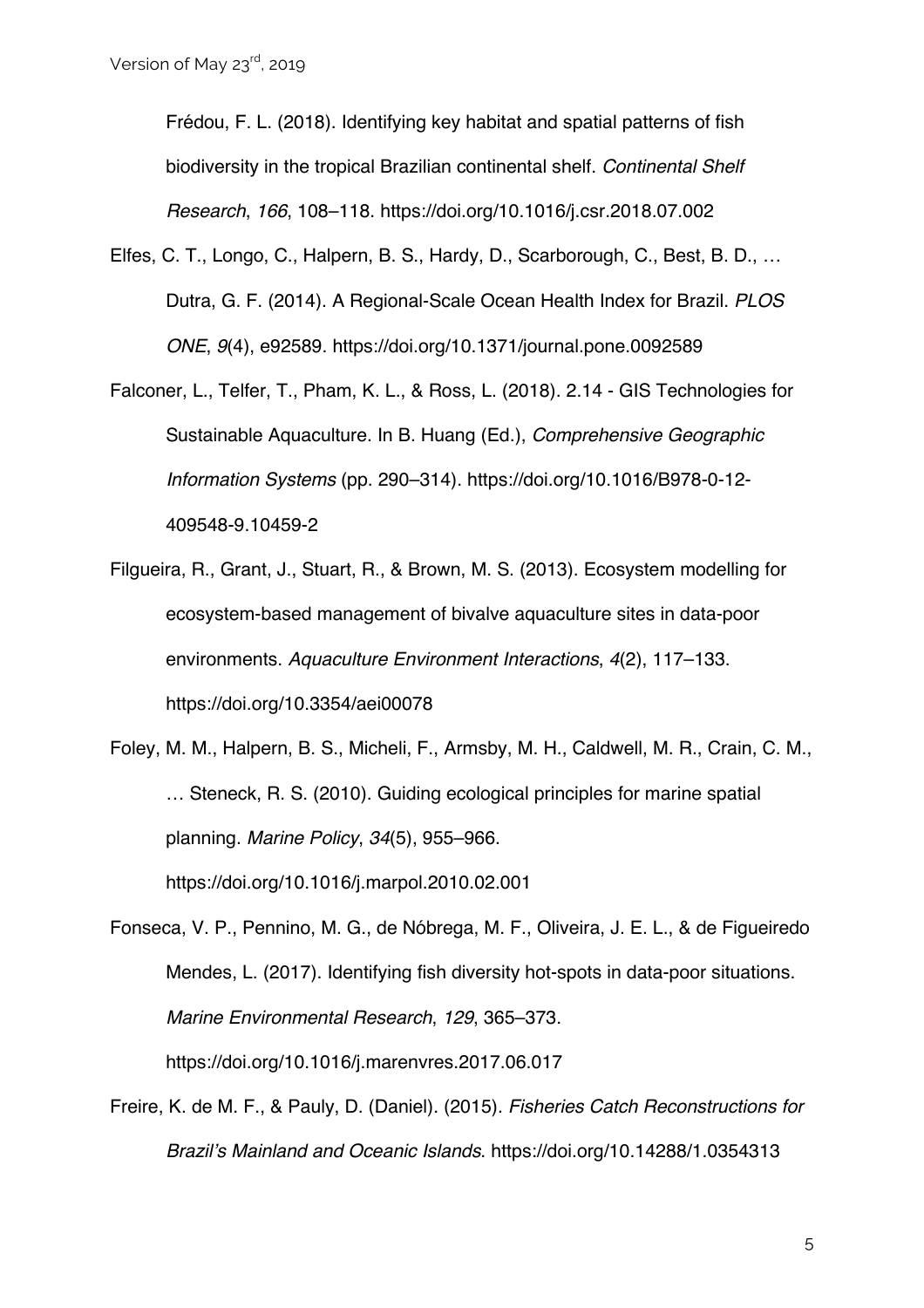Frédou, F. L. (2018). Identifying key habitat and spatial patterns of fish biodiversity in the tropical Brazilian continental shelf. *Continental Shelf Research*, *166*, 108–118. https://doi.org/10.1016/j.csr.2018.07.002

Elfes, C. T., Longo, C., Halpern, B. S., Hardy, D., Scarborough, C., Best, B. D., … Dutra, G. F. (2014). A Regional-Scale Ocean Health Index for Brazil. *PLOS ONE*, *9*(4), e92589. https://doi.org/10.1371/journal.pone.0092589

Falconer, L., Telfer, T., Pham, K. L., & Ross, L. (2018). 2.14 - GIS Technologies for Sustainable Aquaculture. In B. Huang (Ed.), *Comprehensive Geographic Information Systems* (pp. 290–314). https://doi.org/10.1016/B978-0-12-409548-9.10459-2

Filgueira, R., Grant, J., Stuart, R., & Brown, M. S. (2013). Ecosystem modelling for ecosystem-based management of bivalve aquaculture sites in data-poor environments. *Aquaculture Environment Interactions*, *4*(2), 117–133. https://doi.org/10.3354/aei00078

Foley, M. M., Halpern, B. S., Micheli, F., Armsby, M. H., Caldwell, M. R., Crain, C. M., … Steneck, R. S. (2010). Guiding ecological principles for marine spatial planning. *Marine Policy*, *34*(5), 955–966. https://doi.org/10.1016/j.marpol.2010.02.001

Fonseca, V. P., Pennino, M. G., de Nóbrega, M. F., Oliveira, J. E. L., & de Figueiredo Mendes, L. (2017). Identifying fish diversity hot-spots in data-poor situations. *Marine Environmental Research*, *129*, 365–373. https://doi.org/10.1016/j.marenvres.2017.06.017

Freire, K. de M. F., & Pauly, D. (Daniel). (2015). *Fisheries Catch Reconstructions for Brazil's Mainland and Oceanic Islands*. https://doi.org/10.14288/1.0354313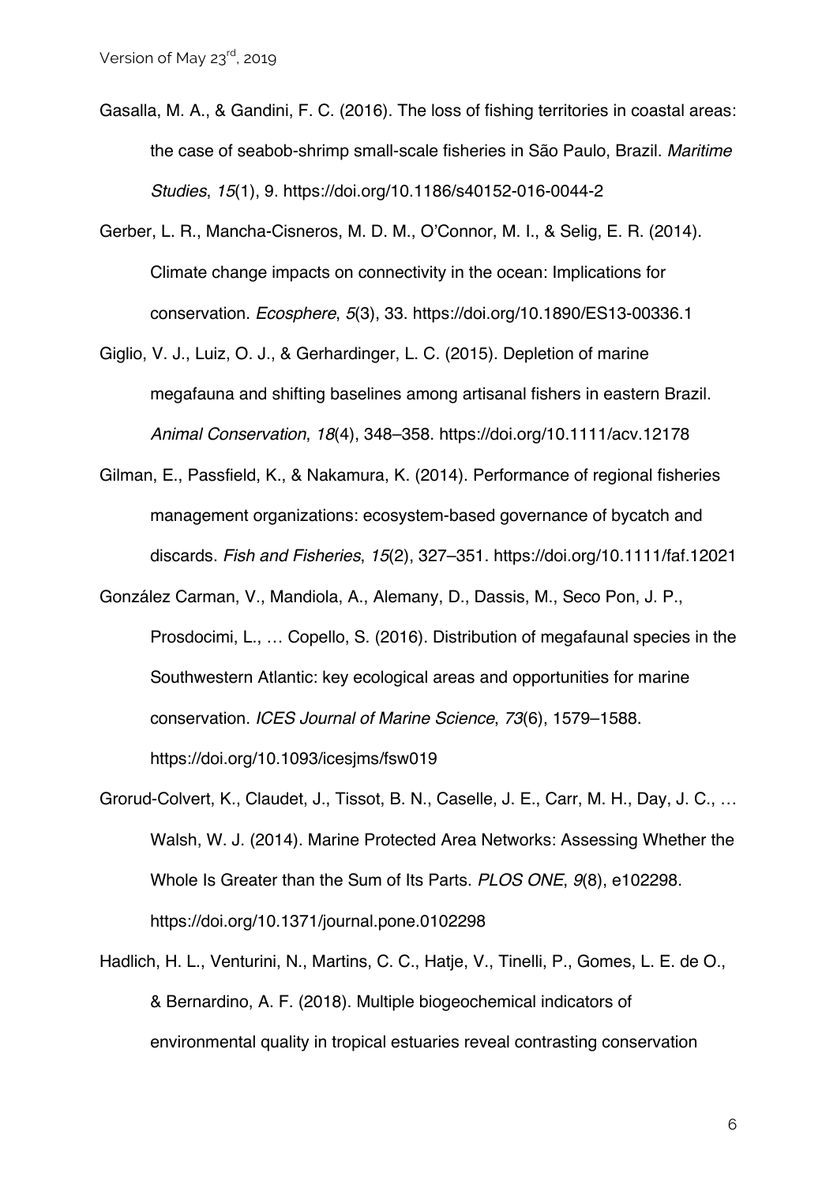Gasalla, M. A., & Gandini, F. C. (2016). The loss of fishing territories in coastal areas: the case of seabob-shrimp small-scale fisheries in São Paulo, Brazil. *Maritime Studies*, *15*(1), 9. https://doi.org/10.1186/s40152-016-0044-2

Gerber, L. R., Mancha-Cisneros, M. D. M., O'Connor, M. I., & Selig, E. R. (2014). Climate change impacts on connectivity in the ocean: Implications for conservation. *Ecosphere*, *5*(3), 33. https://doi.org/10.1890/ES13-00336.1

Giglio, V. J., Luiz, O. J., & Gerhardinger, L. C. (2015). Depletion of marine megafauna and shifting baselines among artisanal fishers in eastern Brazil. *Animal Conservation*, *18*(4), 348–358. https://doi.org/10.1111/acv.12178

Gilman, E., Passfield, K., & Nakamura, K. (2014). Performance of regional fisheries management organizations: ecosystem-based governance of bycatch and discards. *Fish and Fisheries*, *15*(2), 327–351. https://doi.org/10.1111/faf.12021

González Carman, V., Mandiola, A., Alemany, D., Dassis, M., Seco Pon, J. P., Prosdocimi, L., … Copello, S. (2016). Distribution of megafaunal species in the Southwestern Atlantic: key ecological areas and opportunities for marine conservation. *ICES Journal of Marine Science*, *73*(6), 1579–1588. https://doi.org/10.1093/icesjms/fsw019

Grorud-Colvert, K., Claudet, J., Tissot, B. N., Caselle, J. E., Carr, M. H., Day, J. C., … Walsh, W. J. (2014). Marine Protected Area Networks: Assessing Whether the Whole Is Greater than the Sum of Its Parts. *PLOS ONE*, *9*(8), e102298. https://doi.org/10.1371/journal.pone.0102298

Hadlich, H. L., Venturini, N., Martins, C. C., Hatje, V., Tinelli, P., Gomes, L. E. de O., & Bernardino, A. F. (2018). Multiple biogeochemical indicators of environmental quality in tropical estuaries reveal contrasting conservation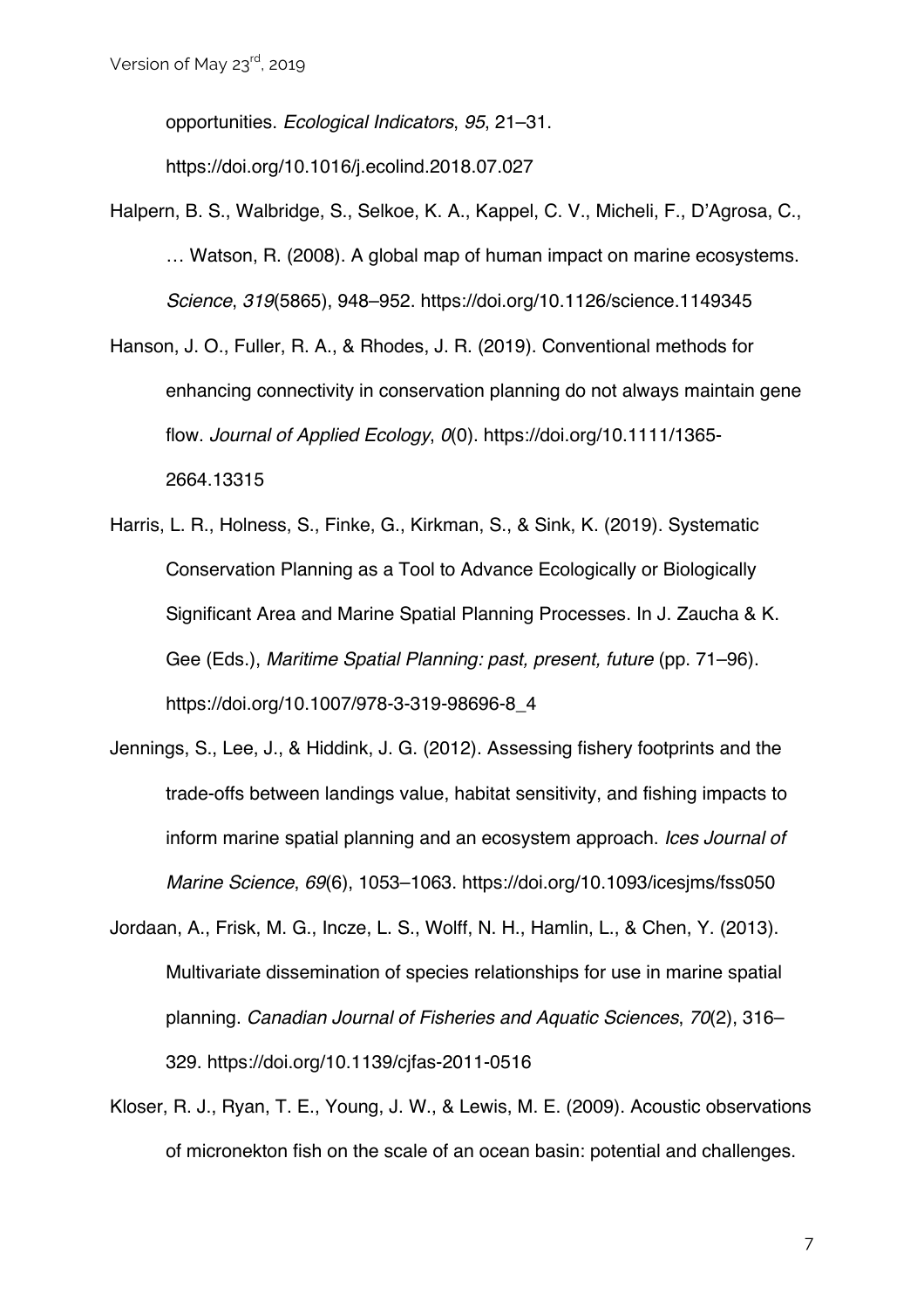opportunities. *Ecological Indicators*, *95*, 21–31. https://doi.org/10.1016/j.ecolind.2018.07.027

Halpern, B. S., Walbridge, S., Selkoe, K. A., Kappel, C. V., Micheli, F., D'Agrosa, C., … Watson, R. (2008). A global map of human impact on marine ecosystems. *Science*, *319*(5865), 948–952. https://doi.org/10.1126/science.1149345

Hanson, J. O., Fuller, R. A., & Rhodes, J. R. (2019). Conventional methods for enhancing connectivity in conservation planning do not always maintain gene flow. *Journal of Applied Ecology*, *0*(0). https://doi.org/10.1111/1365-2664.13315

Harris, L. R., Holness, S., Finke, G., Kirkman, S., & Sink, K. (2019). Systematic Conservation Planning as a Tool to Advance Ecologically or Biologically Significant Area and Marine Spatial Planning Processes. In J. Zaucha & K. Gee (Eds.), *Maritime Spatial Planning: past, present, future* (pp. 71–96). https://doi.org/10.1007/978-3-319-98696-8_4

Jennings, S., Lee, J., & Hiddink, J. G. (2012). Assessing fishery footprints and the trade-offs between landings value, habitat sensitivity, and fishing impacts to inform marine spatial planning and an ecosystem approach. *Ices Journal of Marine Science*, *69*(6), 1053–1063. https://doi.org/10.1093/icesjms/fss050

Jordaan, A., Frisk, M. G., Incze, L. S., Wolff, N. H., Hamlin, L., & Chen, Y. (2013). Multivariate dissemination of species relationships for use in marine spatial planning. *Canadian Journal of Fisheries and Aquatic Sciences*, *70*(2), 316–329. https://doi.org/10.1139/cjfas-2011-0516

Kloser, R. J., Ryan, T. E., Young, J. W., & Lewis, M. E. (2009). Acoustic observations of micronekton fish on the scale of an ocean basin: potential and challenges.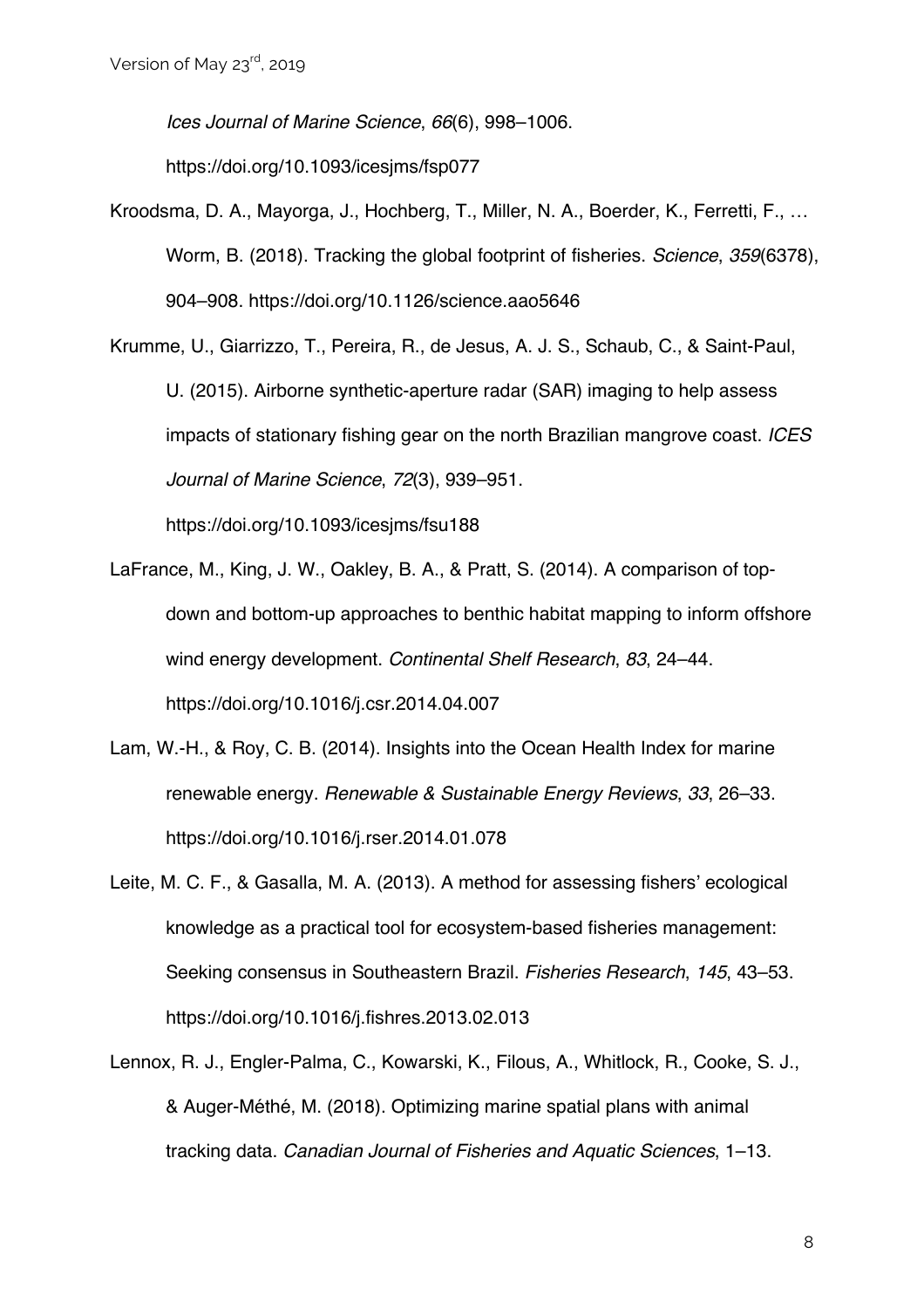*Ices Journal of Marine Science*, *66*(6), 998–1006. https://doi.org/10.1093/icesjms/fsp077

Kroodsma, D. A., Mayorga, J., Hochberg, T., Miller, N. A., Boerder, K., Ferretti, F., … Worm, B. (2018). Tracking the global footprint of fisheries. *Science*, *359*(6378), 904–908. https://doi.org/10.1126/science.aao5646

Krumme, U., Giarrizzo, T., Pereira, R., de Jesus, A. J. S., Schaub, C., & Saint-Paul, U. (2015). Airborne synthetic-aperture radar (SAR) imaging to help assess impacts of stationary fishing gear on the north Brazilian mangrove coast. *ICES Journal of Marine Science*, *72*(3), 939–951. https://doi.org/10.1093/icesjms/fsu188

LaFrance, M., King, J. W., Oakley, B. A., & Pratt, S. (2014). A comparison of top-down and bottom-up approaches to benthic habitat mapping to inform offshore wind energy development. *Continental Shelf Research*, *83*, 24–44. https://doi.org/10.1016/j.csr.2014.04.007

Lam, W.-H., & Roy, C. B. (2014). Insights into the Ocean Health Index for marine renewable energy. *Renewable & Sustainable Energy Reviews*, *33*, 26–33. https://doi.org/10.1016/j.rser.2014.01.078

Leite, M. C. F., & Gasalla, M. A. (2013). A method for assessing fishers' ecological knowledge as a practical tool for ecosystem-based fisheries management: Seeking consensus in Southeastern Brazil. *Fisheries Research*, *145*, 43–53. https://doi.org/10.1016/j.fishres.2013.02.013

Lennox, R. J., Engler-Palma, C., Kowarski, K., Filous, A., Whitlock, R., Cooke, S. J., & Auger-Méthé, M. (2018). Optimizing marine spatial plans with animal tracking data. *Canadian Journal of Fisheries and Aquatic Sciences*, 1–13.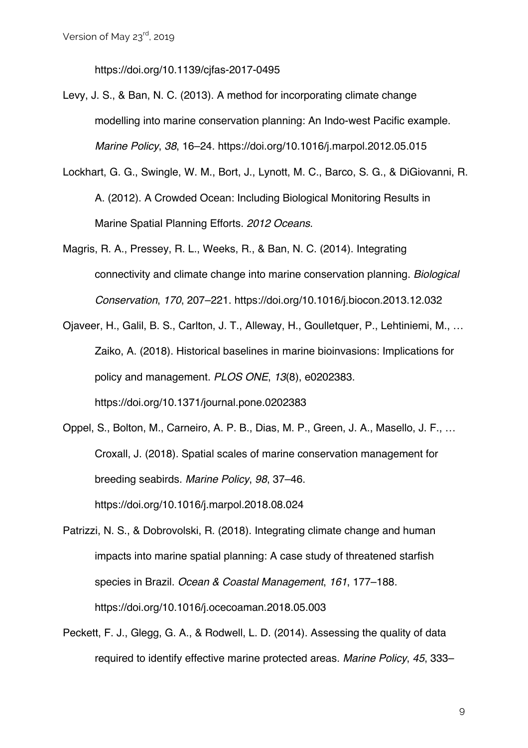https://doi.org/10.1139/cjfas-2017-0495

Levy, J. S., & Ban, N. C. (2013). A method for incorporating climate change modelling into marine conservation planning: An Indo-west Pacific example. *Marine Policy*, *38*, 16–24. https://doi.org/10.1016/j.marpol.2012.05.015

Lockhart, G. G., Swingle, W. M., Bort, J., Lynott, M. C., Barco, S. G., & DiGiovanni, R. A. (2012). A Crowded Ocean: Including Biological Monitoring Results in Marine Spatial Planning Efforts. *2012 Oceans*.

Magris, R. A., Pressey, R. L., Weeks, R., & Ban, N. C. (2014). Integrating connectivity and climate change into marine conservation planning. *Biological Conservation*, *170*, 207–221. https://doi.org/10.1016/j.biocon.2013.12.032

Ojaveer, H., Galil, B. S., Carlton, J. T., Alleway, H., Goulletquer, P., Lehtiniemi, M., … Zaiko, A. (2018). Historical baselines in marine bioinvasions: Implications for policy and management. *PLOS ONE*, *13*(8), e0202383. https://doi.org/10.1371/journal.pone.0202383

Oppel, S., Bolton, M., Carneiro, A. P. B., Dias, M. P., Green, J. A., Masello, J. F., … Croxall, J. (2018). Spatial scales of marine conservation management for breeding seabirds. *Marine Policy*, *98*, 37–46. https://doi.org/10.1016/j.marpol.2018.08.024

Patrizzi, N. S., & Dobrovolski, R. (2018). Integrating climate change and human impacts into marine spatial planning: A case study of threatened starfish species in Brazil. *Ocean & Coastal Management*, *161*, 177–188. https://doi.org/10.1016/j.ocecoaman.2018.05.003

Peckett, F. J., Glegg, G. A., & Rodwell, L. D. (2014). Assessing the quality of data required to identify effective marine protected areas. *Marine Policy*, *45*, 333–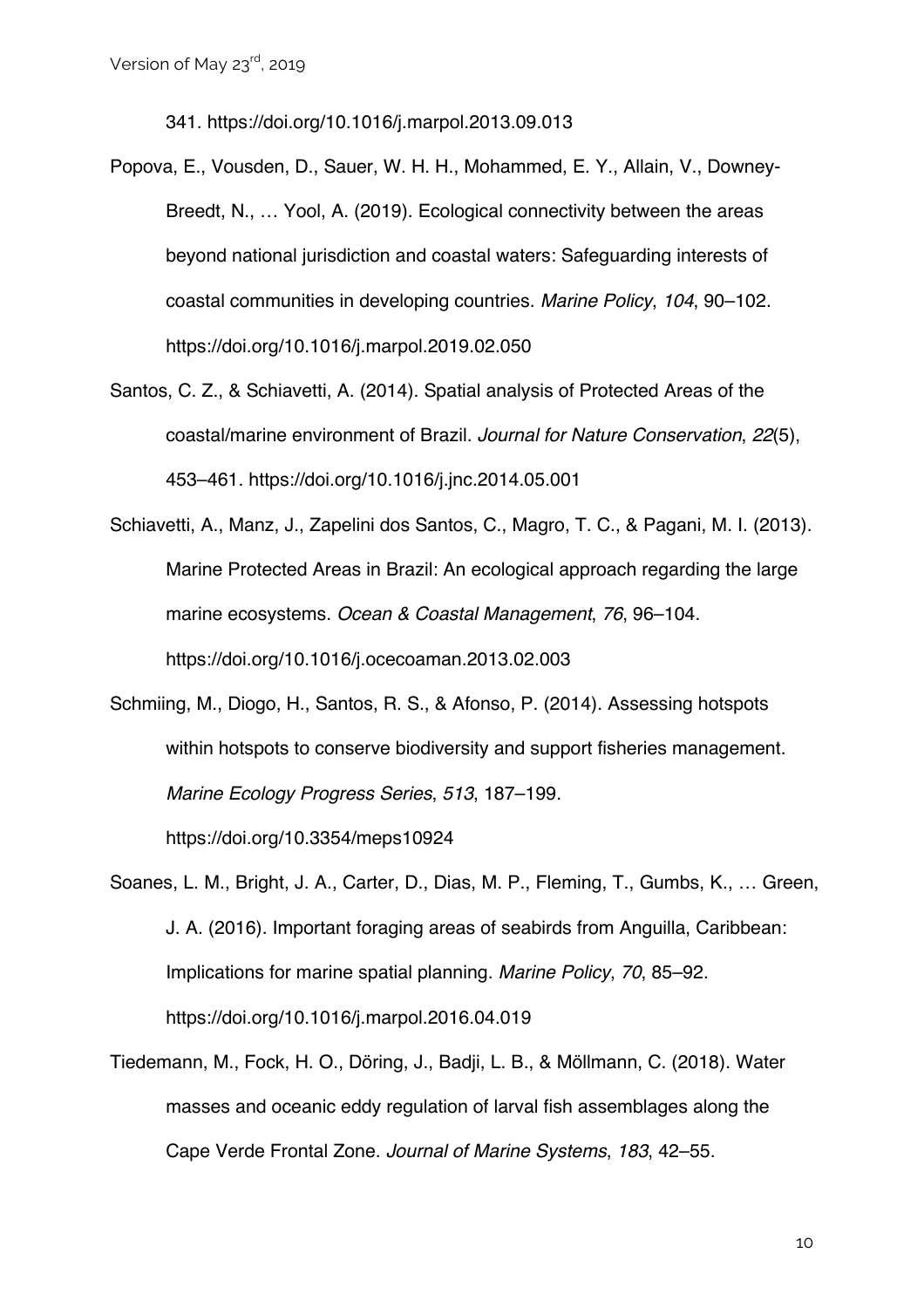341. https://doi.org/10.1016/j.marpol.2013.09.013

Popova, E., Vousden, D., Sauer, W. H. H., Mohammed, E. Y., Allain, V., Downey-Breedt, N., … Yool, A. (2019). Ecological connectivity between the areas beyond national jurisdiction and coastal waters: Safeguarding interests of coastal communities in developing countries. *Marine Policy*, *104*, 90–102. https://doi.org/10.1016/j.marpol.2019.02.050

Santos, C. Z., & Schiavetti, A. (2014). Spatial analysis of Protected Areas of the coastal/marine environment of Brazil. *Journal for Nature Conservation*, *22*(5), 453–461. https://doi.org/10.1016/j.jnc.2014.05.001

Schiavetti, A., Manz, J., Zapelini dos Santos, C., Magro, T. C., & Pagani, M. I. (2013). Marine Protected Areas in Brazil: An ecological approach regarding the large marine ecosystems. *Ocean & Coastal Management*, *76*, 96–104. https://doi.org/10.1016/j.ocecoaman.2013.02.003

Schmiing, M., Diogo, H., Santos, R. S., & Afonso, P. (2014). Assessing hotspots within hotspots to conserve biodiversity and support fisheries management. *Marine Ecology Progress Series*, *513*, 187–199. https://doi.org/10.3354/meps10924

Soanes, L. M., Bright, J. A., Carter, D., Dias, M. P., Fleming, T., Gumbs, K., … Green, J. A. (2016). Important foraging areas of seabirds from Anguilla, Caribbean: Implications for marine spatial planning. *Marine Policy*, *70*, 85–92. https://doi.org/10.1016/j.marpol.2016.04.019

Tiedemann, M., Fock, H. O., Döring, J., Badji, L. B., & Möllmann, C. (2018). Water masses and oceanic eddy regulation of larval fish assemblages along the Cape Verde Frontal Zone. *Journal of Marine Systems*, *183*, 42–55.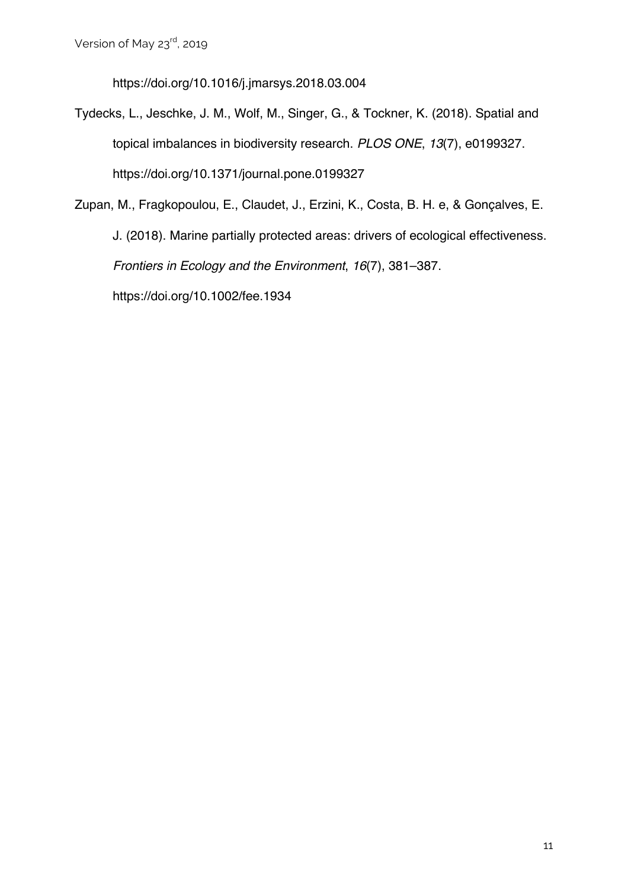https://doi.org/10.1016/j.jmarsys.2018.03.004

Tydecks, L., Jeschke, J. M., Wolf, M., Singer, G., & Tockner, K. (2018). Spatial and topical imbalances in biodiversity research. *PLOS ONE*, *13*(7), e0199327. https://doi.org/10.1371/journal.pone.0199327

Zupan, M., Fragkopoulou, E., Claudet, J., Erzini, K., Costa, B. H. e, & Gonçalves, E. J. (2018). Marine partially protected areas: drivers of ecological effectiveness. *Frontiers in Ecology and the Environment*, *16*(7), 381–387. https://doi.org/10.1002/fee.1934